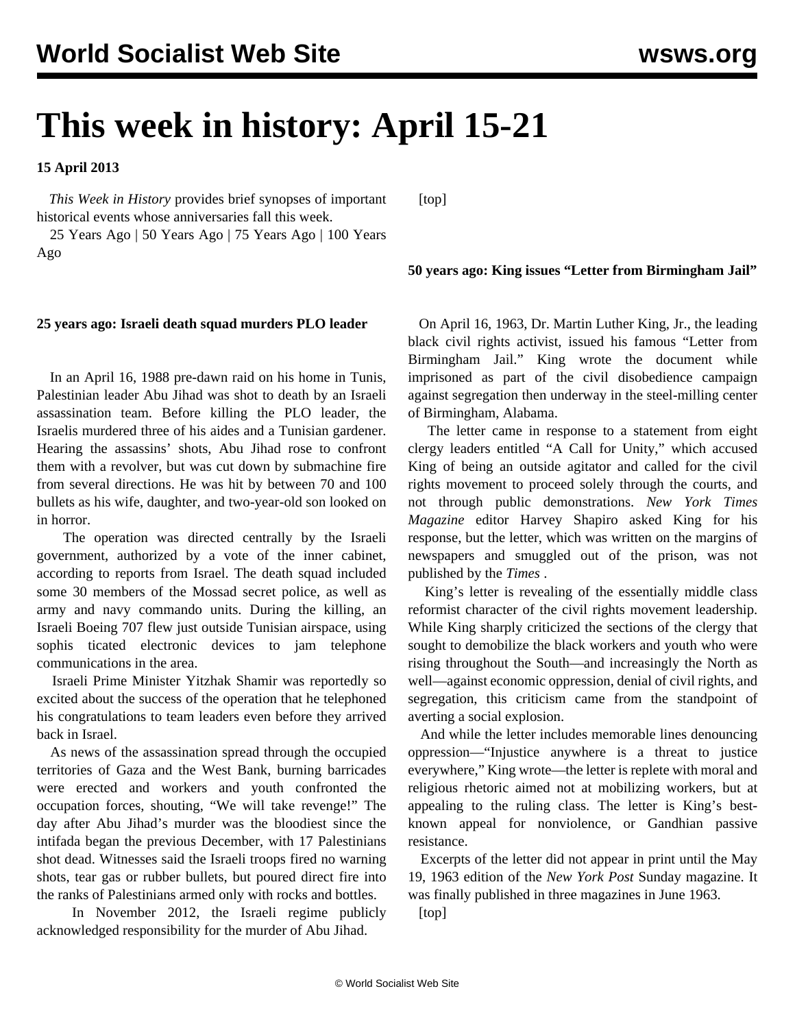# This week in history: April 15-21

**15 April 2013**

*This Week in History* provides brief synopses of important historical events whose anniversaries fall this week.

25 Years Ago | 50 Years Ago | 75 Years Ago | 100 Years Ago

**25 years ago: Israeli death squad murders PLO leader**

In an April 16, 1988 pre-dawn raid on his home in Tunis, Palestinian leader Abu Jihad was shot to death by an Israeli assassination team. Before killing the PLO leader, the Israelis murdered three of his aides and a Tunisian gardener. Hearing the assassins' shots, Abu Jihad rose to confront them with a revolver, but was cut down by submachine fire from several directions. He was hit by between 70 and 100 bullets as his wife, daughter, and two-year-old son looked on in horror.

The operation was directed centrally by the Israeli government, authorized by a vote of the inner cabinet, according to reports from Israel. The death squad included some 30 members of the Mossad secret police, as well as army and navy commando units. During the killing, an Israeli Boeing 707 flew just outside Tunisian airspace, using sophis ticated electronic devices to jam telephone communications in the area.

Israeli Prime Minister Yitzhak Shamir was reportedly so excited about the success of the operation that he telephoned his congratulations to team leaders even before they arrived back in Israel.

As news of the assassination spread through the occupied territories of Gaza and the West Bank, burning barricades were erected and workers and youth confronted the occupation forces, shouting, "We will take revenge!" The day after Abu Jihad's murder was the bloodiest since the intifada began the previous December, with 17 Palestinians shot dead. Witnesses said the Israeli troops fired no warning shots, tear gas or rubber bullets, but poured direct fire into the ranks of Palestinians armed only with rocks and bottles.

In November 2012, the Israeli regime publicly acknowledged responsibility for the murder of Abu Jihad.

[top]

**50 years ago: King issues "Letter from Birmingham Jail"**

On April 16, 1963, Dr. Martin Luther King, Jr., the leading black civil rights activist, issued his famous "Letter from Birmingham Jail." King wrote the document while imprisoned as part of the civil disobedience campaign against segregation then underway in the steel-milling center of Birmingham, Alabama.

The letter came in response to a statement from eight clergy leaders entitled "A Call for Unity," which accused King of being an outside agitator and called for the civil rights movement to proceed solely through the courts, and not through public demonstrations. *New York Times Magazine* editor Harvey Shapiro asked King for his response, but the letter, which was written on the margins of newspapers and smuggled out of the prison, was not published by the *Times* .

King's letter is revealing of the essentially middle class reformist character of the civil rights movement leadership. While King sharply criticized the sections of the clergy that sought to demobilize the black workers and youth who were rising throughout the South—and increasingly the North as well—against economic oppression, denial of civil rights, and segregation, this criticism came from the standpoint of averting a social explosion.

And while the letter includes memorable lines denouncing oppression—"Injustice anywhere is a threat to justice everywhere," King wrote—the letter is replete with moral and religious rhetoric aimed not at mobilizing workers, but at appealing to the ruling class. The letter is King's best-known appeal for nonviolence, or Gandhian passive resistance.

Excerpts of the letter did not appear in print until the May 19, 1963 edition of the *New York Post* Sunday magazine. It was finally published in three magazines in June 1963.

[top]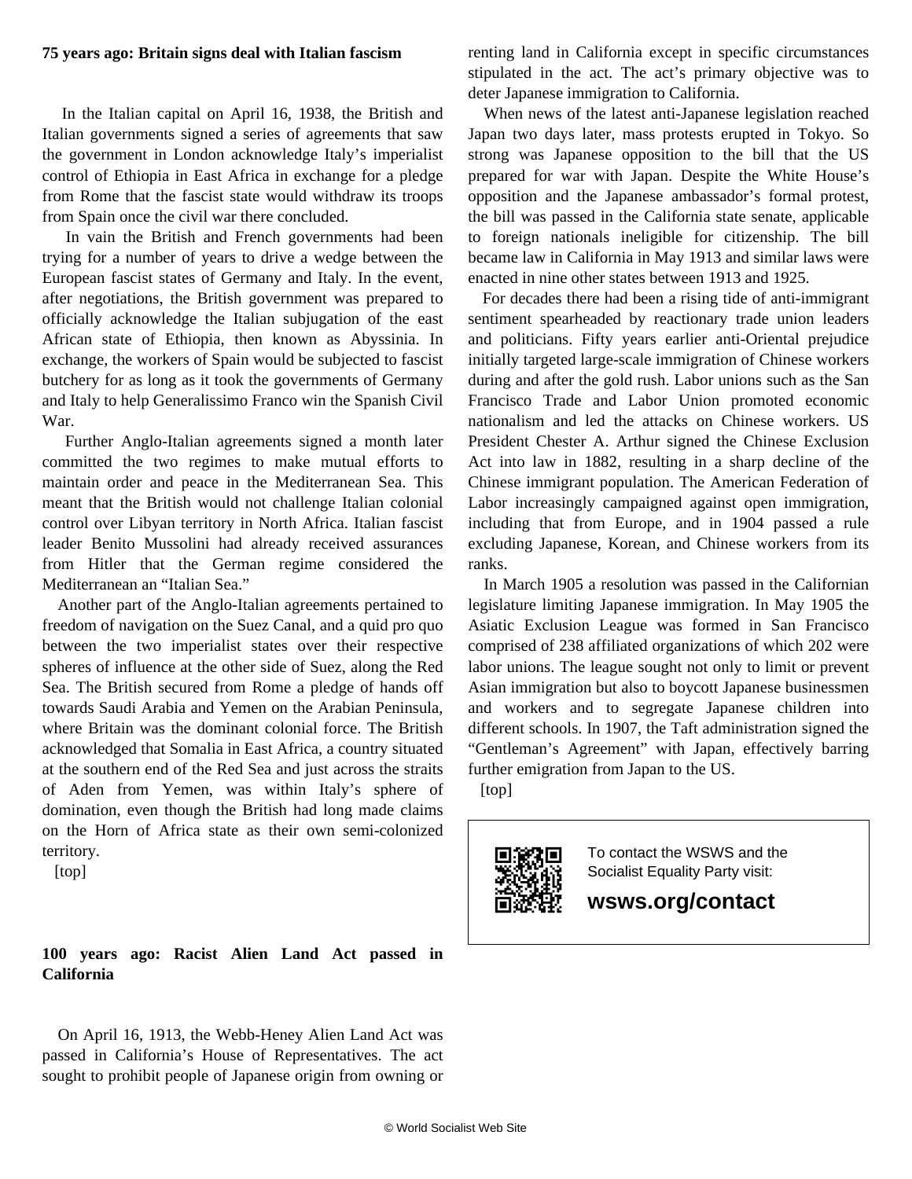**75 years ago: Britain signs deal with Italian fascism**

In the Italian capital on April 16, 1938, the British and Italian governments signed a series of agreements that saw the government in London acknowledge Italy's imperialist control of Ethiopia in East Africa in exchange for a pledge from Rome that the fascist state would withdraw its troops from Spain once the civil war there concluded.

In vain the British and French governments had been trying for a number of years to drive a wedge between the European fascist states of Germany and Italy. In the event, after negotiations, the British government was prepared to officially acknowledge the Italian subjugation of the east African state of Ethiopia, then known as Abyssinia. In exchange, the workers of Spain would be subjected to fascist butchery for as long as it took the governments of Germany and Italy to help Generalissimo Franco win the Spanish Civil War.

Further Anglo-Italian agreements signed a month later committed the two regimes to make mutual efforts to maintain order and peace in the Mediterranean Sea. This meant that the British would not challenge Italian colonial control over Libyan territory in North Africa. Italian fascist leader Benito Mussolini had already received assurances from Hitler that the German regime considered the Mediterranean an "Italian Sea."

Another part of the Anglo-Italian agreements pertained to freedom of navigation on the Suez Canal, and a quid pro quo between the two imperialist states over their respective spheres of influence at the other side of Suez, along the Red Sea. The British secured from Rome a pledge of hands off towards Saudi Arabia and Yemen on the Arabian Peninsula, where Britain was the dominant colonial force. The British acknowledged that Somalia in East Africa, a country situated at the southern end of the Red Sea and just across the straits of Aden from Yemen, was within Italy's sphere of domination, even though the British had long made claims on the Horn of Africa state as their own semi-colonized territory.

[top]

**100 years ago: Racist Alien Land Act passed in California**

On April 16, 1913, the Webb-Heney Alien Land Act was passed in California's House of Representatives. The act sought to prohibit people of Japanese origin from owning or renting land in California except in specific circumstances stipulated in the act. The act's primary objective was to deter Japanese immigration to California.

When news of the latest anti-Japanese legislation reached Japan two days later, mass protests erupted in Tokyo. So strong was Japanese opposition to the bill that the US prepared for war with Japan. Despite the White House's opposition and the Japanese ambassador's formal protest, the bill was passed in the California state senate, applicable to foreign nationals ineligible for citizenship. The bill became law in California in May 1913 and similar laws were enacted in nine other states between 1913 and 1925.

For decades there had been a rising tide of anti-immigrant sentiment spearheaded by reactionary trade union leaders and politicians. Fifty years earlier anti-Oriental prejudice initially targeted large-scale immigration of Chinese workers during and after the gold rush. Labor unions such as the San Francisco Trade and Labor Union promoted economic nationalism and led the attacks on Chinese workers. US President Chester A. Arthur signed the Chinese Exclusion Act into law in 1882, resulting in a sharp decline of the Chinese immigrant population. The American Federation of Labor increasingly campaigned against open immigration, including that from Europe, and in 1904 passed a rule excluding Japanese, Korean, and Chinese workers from its ranks.

In March 1905 a resolution was passed in the Californian legislature limiting Japanese immigration. In May 1905 the Asiatic Exclusion League was formed in San Francisco comprised of 238 affiliated organizations of which 202 were labor unions. The league sought not only to limit or prevent Asian immigration but also to boycott Japanese businessmen and workers and to segregate Japanese children into different schools. In 1907, the Taft administration signed the "Gentleman's Agreement" with Japan, effectively barring further emigration from Japan to the US.

[top]

To contact the WSWS and the Socialist Equality Party visit:

**wsws.org/contact**